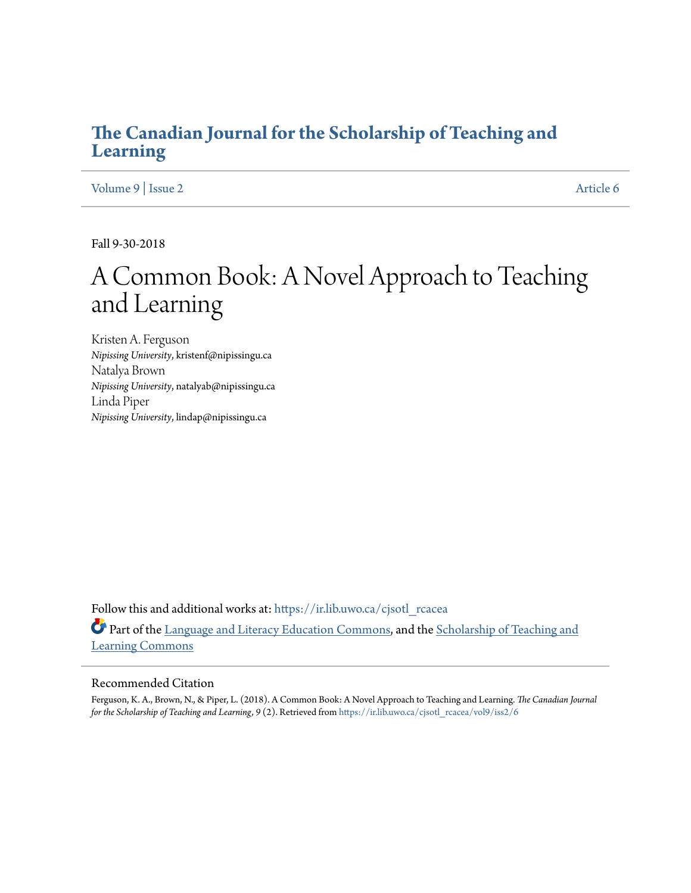# The Canadian Journal for the Scholarship of Teaching and Learning

Volume 9 | Issue 2 Article 6

Fall 9-30-2018

# A Common Book: A Novel Approach to Teaching and Learning

Kristen A. Ferguson
*Nipissing University*, kristenf@nipissingu.ca

Natalya Brown
*Nipissing University*, natalyab@nipissingu.ca

Linda Piper
*Nipissing University*, lindap@nipissingu.ca

Follow this and additional works at: https://ir.lib.uwo.ca/cjsotl_rcacea

Part of the Language and Literacy Education Commons, and the Scholarship of Teaching and Learning Commons

## Recommended Citation

Ferguson, K. A., Brown, N., & Piper, L. (2018). A Common Book: A Novel Approach to Teaching and Learning. *The Canadian Journal for the Scholarship of Teaching and Learning*, *9* (2). Retrieved from https://ir.lib.uwo.ca/cjsotl_rcacea/vol9/iss2/6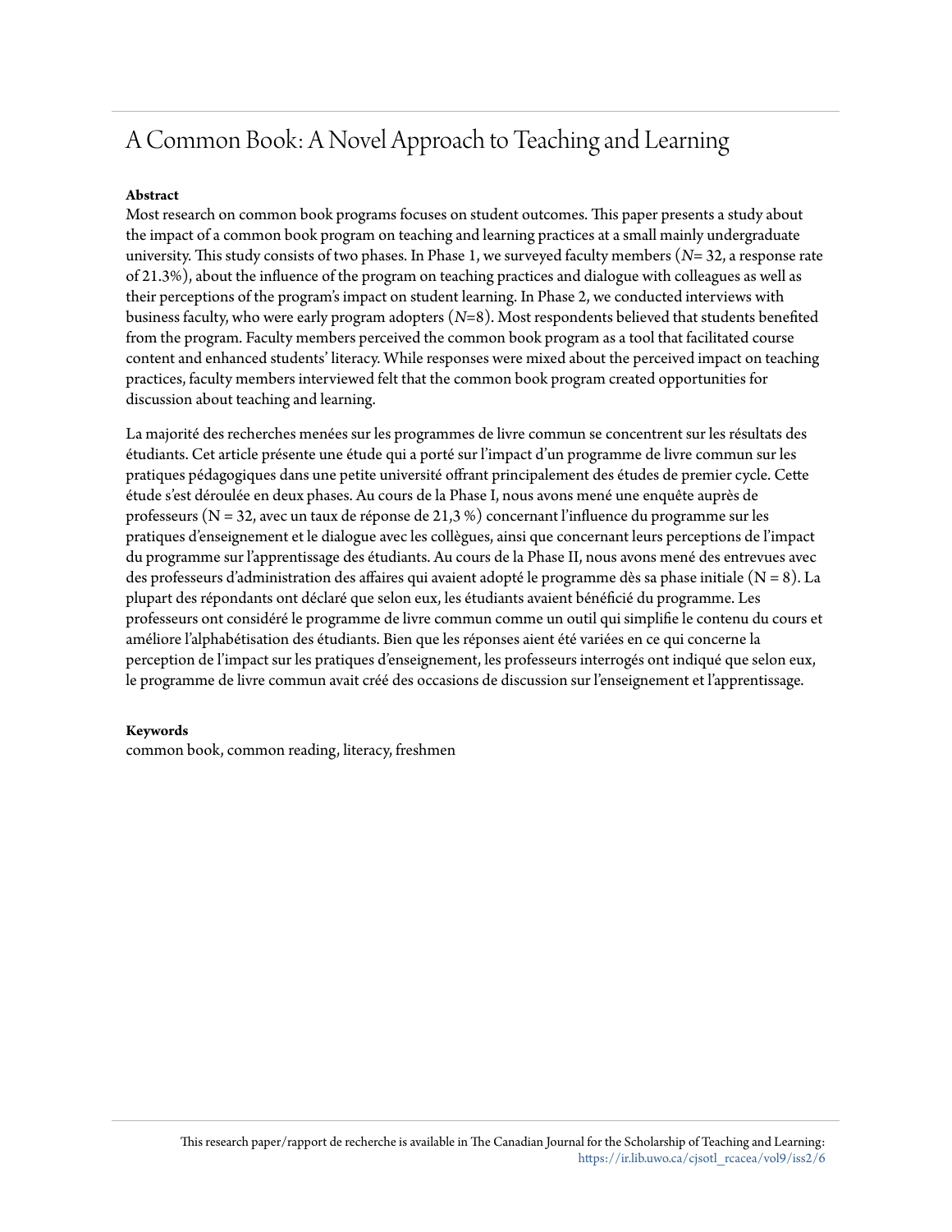# A Common Book: A Novel Approach to Teaching and Learning

**Abstract**

Most research on common book programs focuses on student outcomes. This paper presents a study about the impact of a common book program on teaching and learning practices at a small mainly undergraduate university. This study consists of two phases. In Phase 1, we surveyed faculty members (*N*= 32, a response rate of 21.3%), about the influence of the program on teaching practices and dialogue with colleagues as well as their perceptions of the program's impact on student learning. In Phase 2, we conducted interviews with business faculty, who were early program adopters (*N*=8). Most respondents believed that students benefited from the program. Faculty members perceived the common book program as a tool that facilitated course content and enhanced students' literacy. While responses were mixed about the perceived impact on teaching practices, faculty members interviewed felt that the common book program created opportunities for discussion about teaching and learning.

La majorité des recherches menées sur les programmes de livre commun se concentrent sur les résultats des étudiants. Cet article présente une étude qui a porté sur l'impact d'un programme de livre commun sur les pratiques pédagogiques dans une petite université offrant principalement des études de premier cycle. Cette étude s'est déroulée en deux phases. Au cours de la Phase I, nous avons mené une enquête auprès de professeurs (N = 32, avec un taux de réponse de 21,3 %) concernant l'influence du programme sur les pratiques d'enseignement et le dialogue avec les collègues, ainsi que concernant leurs perceptions de l'impact du programme sur l'apprentissage des étudiants. Au cours de la Phase II, nous avons mené des entrevues avec des professeurs d'administration des affaires qui avaient adopté le programme dès sa phase initiale (N = 8). La plupart des répondants ont déclaré que selon eux, les étudiants avaient bénéficié du programme. Les professeurs ont considéré le programme de livre commun comme un outil qui simplifie le contenu du cours et améliore l'alphabétisation des étudiants. Bien que les réponses aient été variées en ce qui concerne la perception de l'impact sur les pratiques d'enseignement, les professeurs interrogés ont indiqué que selon eux, le programme de livre commun avait créé des occasions de discussion sur l'enseignement et l'apprentissage.

**Keywords**

common book, common reading, literacy, freshmen

This research paper/rapport de recherche is available in The Canadian Journal for the Scholarship of Teaching and Learning: https://ir.lib.uwo.ca/cjsotl_rcacea/vol9/iss2/6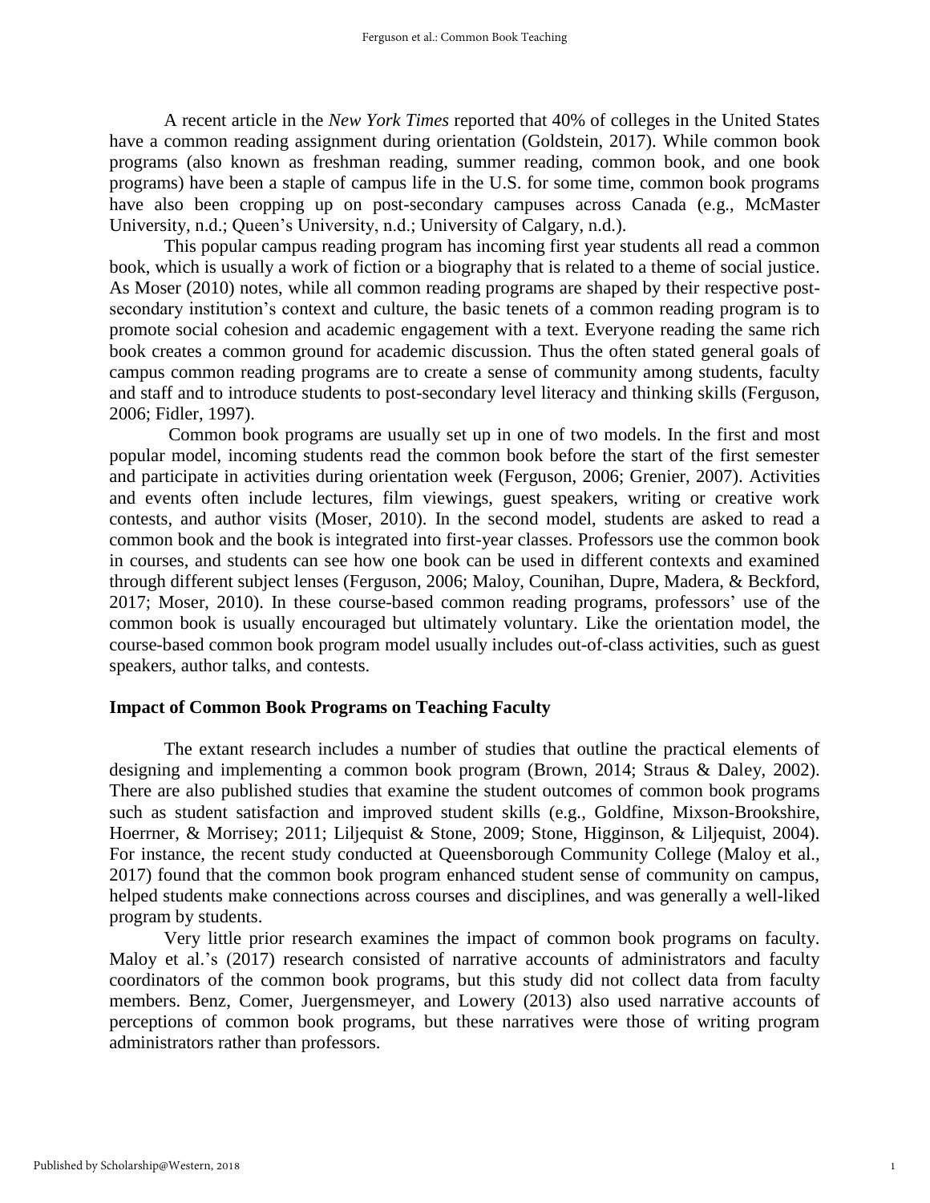A recent article in the *New York Times* reported that 40% of colleges in the United States have a common reading assignment during orientation (Goldstein, 2017). While common book programs (also known as freshman reading, summer reading, common book, and one book programs) have been a staple of campus life in the U.S. for some time, common book programs have also been cropping up on post-secondary campuses across Canada (e.g., McMaster University, n.d.; Queen's University, n.d.; University of Calgary, n.d.).

This popular campus reading program has incoming first year students all read a common book, which is usually a work of fiction or a biography that is related to a theme of social justice. As Moser (2010) notes, while all common reading programs are shaped by their respective post-secondary institution's context and culture, the basic tenets of a common reading program is to promote social cohesion and academic engagement with a text. Everyone reading the same rich book creates a common ground for academic discussion. Thus the often stated general goals of campus common reading programs are to create a sense of community among students, faculty and staff and to introduce students to post-secondary level literacy and thinking skills (Ferguson, 2006; Fidler, 1997).

Common book programs are usually set up in one of two models. In the first and most popular model, incoming students read the common book before the start of the first semester and participate in activities during orientation week (Ferguson, 2006; Grenier, 2007). Activities and events often include lectures, film viewings, guest speakers, writing or creative work contests, and author visits (Moser, 2010). In the second model, students are asked to read a common book and the book is integrated into first-year classes. Professors use the common book in courses, and students can see how one book can be used in different contexts and examined through different subject lenses (Ferguson, 2006; Maloy, Counihan, Dupre, Madera, & Beckford, 2017; Moser, 2010). In these course-based common reading programs, professors' use of the common book is usually encouraged but ultimately voluntary. Like the orientation model, the course-based common book program model usually includes out-of-class activities, such as guest speakers, author talks, and contests.

## Impact of Common Book Programs on Teaching Faculty

The extant research includes a number of studies that outline the practical elements of designing and implementing a common book program (Brown, 2014; Straus & Daley, 2002). There are also published studies that examine the student outcomes of common book programs such as student satisfaction and improved student skills (e.g., Goldfine, Mixson-Brookshire, Hoerrner, & Morrisey; 2011; Liljequist & Stone, 2009; Stone, Higginson, & Liljequist, 2004). For instance, the recent study conducted at Queensborough Community College (Maloy et al., 2017) found that the common book program enhanced student sense of community on campus, helped students make connections across courses and disciplines, and was generally a well-liked program by students.

Very little prior research examines the impact of common book programs on faculty. Maloy et al.'s (2017) research consisted of narrative accounts of administrators and faculty coordinators of the common book programs, but this study did not collect data from faculty members. Benz, Comer, Juergensmeyer, and Lowery (2013) also used narrative accounts of perceptions of common book programs, but these narratives were those of writing program administrators rather than professors.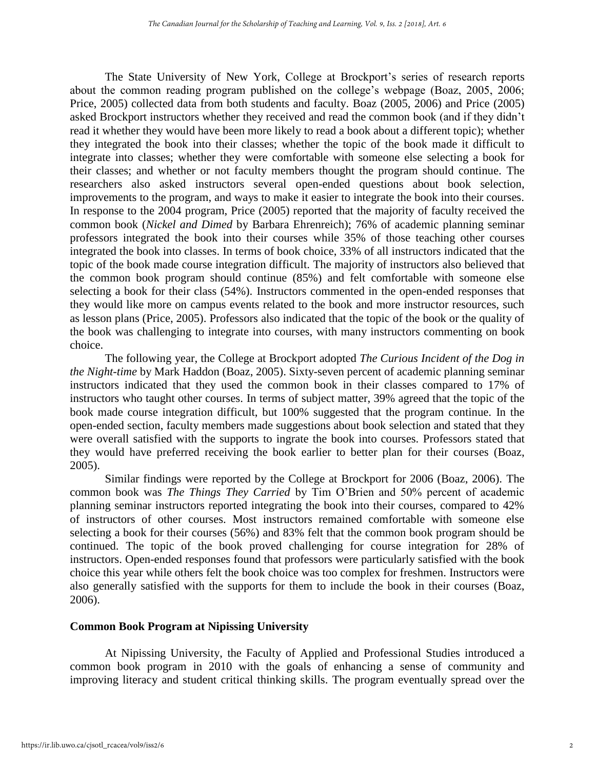The State University of New York, College at Brockport's series of research reports about the common reading program published on the college's webpage (Boaz, 2005, 2006; Price, 2005) collected data from both students and faculty. Boaz (2005, 2006) and Price (2005) asked Brockport instructors whether they received and read the common book (and if they didn't read it whether they would have been more likely to read a book about a different topic); whether they integrated the book into their classes; whether the topic of the book made it difficult to integrate into classes; whether they were comfortable with someone else selecting a book for their classes; and whether or not faculty members thought the program should continue. The researchers also asked instructors several open-ended questions about book selection, improvements to the program, and ways to make it easier to integrate the book into their courses. In response to the 2004 program, Price (2005) reported that the majority of faculty received the common book (*Nickel and Dimed* by Barbara Ehrenreich); 76% of academic planning seminar professors integrated the book into their courses while 35% of those teaching other courses integrated the book into classes. In terms of book choice, 33% of all instructors indicated that the topic of the book made course integration difficult. The majority of instructors also believed that the common book program should continue (85%) and felt comfortable with someone else selecting a book for their class (54%). Instructors commented in the open-ended responses that they would like more on campus events related to the book and more instructor resources, such as lesson plans (Price, 2005). Professors also indicated that the topic of the book or the quality of the book was challenging to integrate into courses, with many instructors commenting on book choice.

The following year, the College at Brockport adopted *The Curious Incident of the Dog in the Night-time* by Mark Haddon (Boaz, 2005). Sixty-seven percent of academic planning seminar instructors indicated that they used the common book in their classes compared to 17% of instructors who taught other courses. In terms of subject matter, 39% agreed that the topic of the book made course integration difficult, but 100% suggested that the program continue. In the open-ended section, faculty members made suggestions about book selection and stated that they were overall satisfied with the supports to ingrate the book into courses. Professors stated that they would have preferred receiving the book earlier to better plan for their courses (Boaz, 2005).

Similar findings were reported by the College at Brockport for 2006 (Boaz, 2006). The common book was *The Things They Carried* by Tim O'Brien and 50% percent of academic planning seminar instructors reported integrating the book into their courses, compared to 42% of instructors of other courses. Most instructors remained comfortable with someone else selecting a book for their courses (56%) and 83% felt that the common book program should be continued. The topic of the book proved challenging for course integration for 28% of instructors. Open-ended responses found that professors were particularly satisfied with the book choice this year while others felt the book choice was too complex for freshmen. Instructors were also generally satisfied with the supports for them to include the book in their courses (Boaz, 2006).

## Common Book Program at Nipissing University

At Nipissing University, the Faculty of Applied and Professional Studies introduced a common book program in 2010 with the goals of enhancing a sense of community and improving literacy and student critical thinking skills. The program eventually spread over the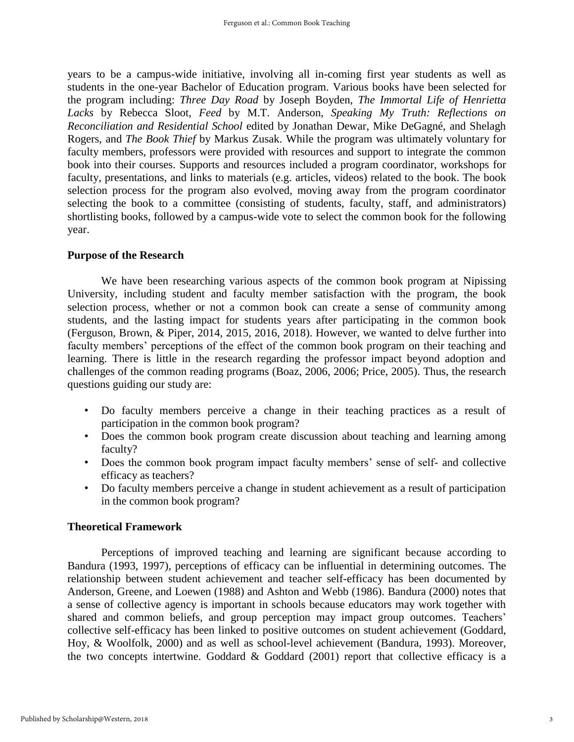years to be a campus-wide initiative, involving all in-coming first year students as well as students in the one-year Bachelor of Education program. Various books have been selected for the program including: *Three Day Road* by Joseph Boyden, *The Immortal Life of Henrietta Lacks* by Rebecca Sloot, *Feed* by M.T. Anderson, *Speaking My Truth: Reflections on Reconciliation and Residential School* edited by Jonathan Dewar, Mike DeGagné, and Shelagh Rogers, and *The Book Thief* by Markus Zusak. While the program was ultimately voluntary for faculty members, professors were provided with resources and support to integrate the common book into their courses. Supports and resources included a program coordinator, workshops for faculty, presentations, and links to materials (e.g. articles, videos) related to the book. The book selection process for the program also evolved, moving away from the program coordinator selecting the book to a committee (consisting of students, faculty, staff, and administrators) shortlisting books, followed by a campus-wide vote to select the common book for the following year.

## Purpose of the Research

We have been researching various aspects of the common book program at Nipissing University, including student and faculty member satisfaction with the program, the book selection process, whether or not a common book can create a sense of community among students, and the lasting impact for students years after participating in the common book (Ferguson, Brown, & Piper, 2014, 2015, 2016, 2018). However, we wanted to delve further into faculty members' perceptions of the effect of the common book program on their teaching and learning. There is little in the research regarding the professor impact beyond adoption and challenges of the common reading programs (Boaz, 2006, 2006; Price, 2005). Thus, the research questions guiding our study are:

- Do faculty members perceive a change in their teaching practices as a result of participation in the common book program?
- Does the common book program create discussion about teaching and learning among faculty?
- Does the common book program impact faculty members' sense of self- and collective efficacy as teachers?
- Do faculty members perceive a change in student achievement as a result of participation in the common book program?

## Theoretical Framework

Perceptions of improved teaching and learning are significant because according to Bandura (1993, 1997), perceptions of efficacy can be influential in determining outcomes. The relationship between student achievement and teacher self-efficacy has been documented by Anderson, Greene, and Loewen (1988) and Ashton and Webb (1986). Bandura (2000) notes that a sense of collective agency is important in schools because educators may work together with shared and common beliefs, and group perception may impact group outcomes. Teachers' collective self-efficacy has been linked to positive outcomes on student achievement (Goddard, Hoy, & Woolfolk, 2000) and as well as school-level achievement (Bandura, 1993). Moreover, the two concepts intertwine. Goddard & Goddard (2001) report that collective efficacy is a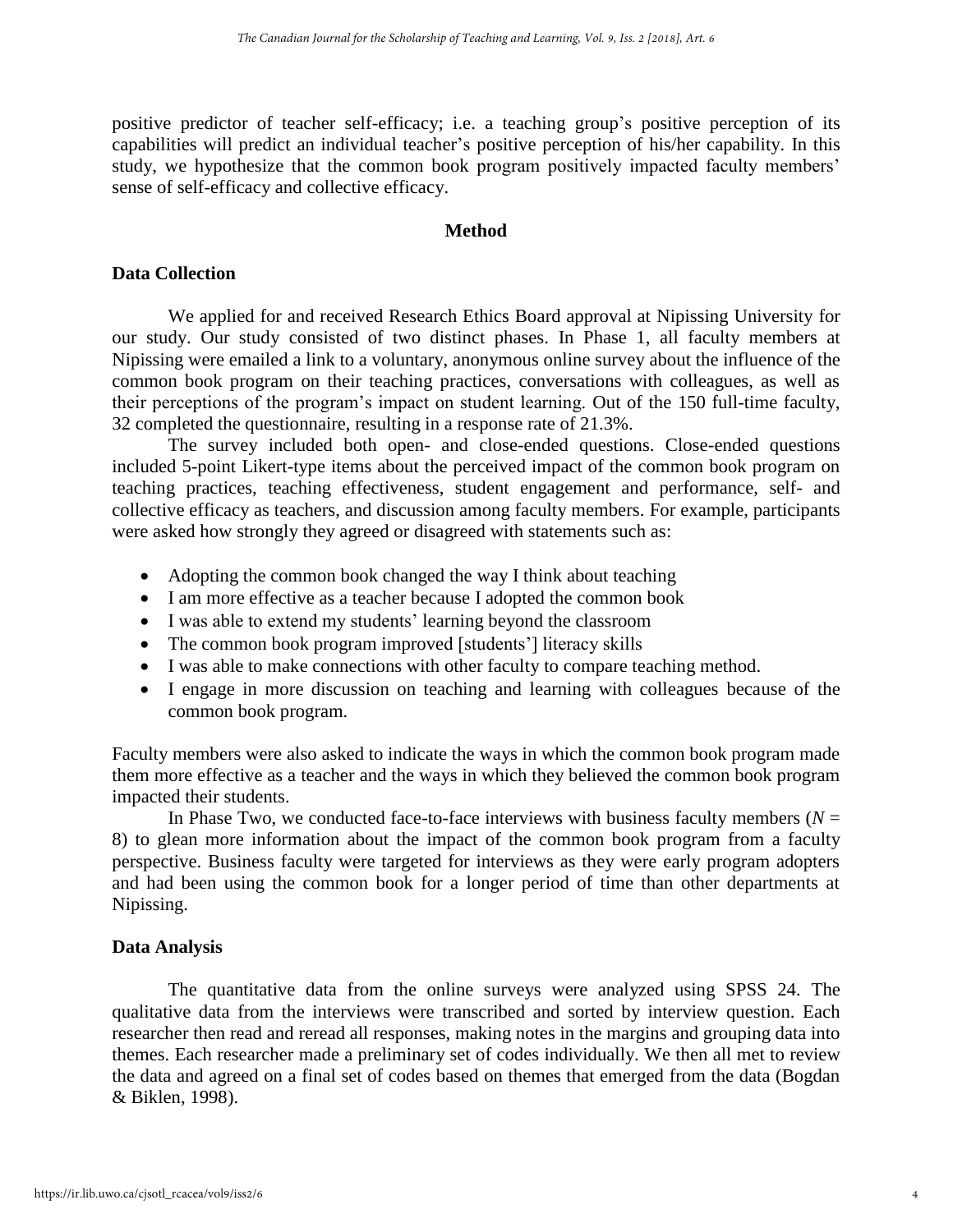positive predictor of teacher self-efficacy; i.e. a teaching group's positive perception of its capabilities will predict an individual teacher's positive perception of his/her capability. In this study, we hypothesize that the common book program positively impacted faculty members' sense of self-efficacy and collective efficacy.

## Method

### Data Collection

We applied for and received Research Ethics Board approval at Nipissing University for our study. Our study consisted of two distinct phases. In Phase 1, all faculty members at Nipissing were emailed a link to a voluntary, anonymous online survey about the influence of the common book program on their teaching practices, conversations with colleagues, as well as their perceptions of the program's impact on student learning. Out of the 150 full-time faculty, 32 completed the questionnaire, resulting in a response rate of 21.3%.

The survey included both open- and close-ended questions. Close-ended questions included 5-point Likert-type items about the perceived impact of the common book program on teaching practices, teaching effectiveness, student engagement and performance, self- and collective efficacy as teachers, and discussion among faculty members. For example, participants were asked how strongly they agreed or disagreed with statements such as:

- Adopting the common book changed the way I think about teaching
- I am more effective as a teacher because I adopted the common book
- I was able to extend my students' learning beyond the classroom
- The common book program improved [students'] literacy skills
- I was able to make connections with other faculty to compare teaching method.
- I engage in more discussion on teaching and learning with colleagues because of the common book program.

Faculty members were also asked to indicate the ways in which the common book program made them more effective as a teacher and the ways in which they believed the common book program impacted their students.

In Phase Two, we conducted face-to-face interviews with business faculty members ($N$ = 8) to glean more information about the impact of the common book program from a faculty perspective. Business faculty were targeted for interviews as they were early program adopters and had been using the common book for a longer period of time than other departments at Nipissing.

### Data Analysis

The quantitative data from the online surveys were analyzed using SPSS 24. The qualitative data from the interviews were transcribed and sorted by interview question. Each researcher then read and reread all responses, making notes in the margins and grouping data into themes. Each researcher made a preliminary set of codes individually. We then all met to review the data and agreed on a final set of codes based on themes that emerged from the data (Bogdan & Biklen, 1998).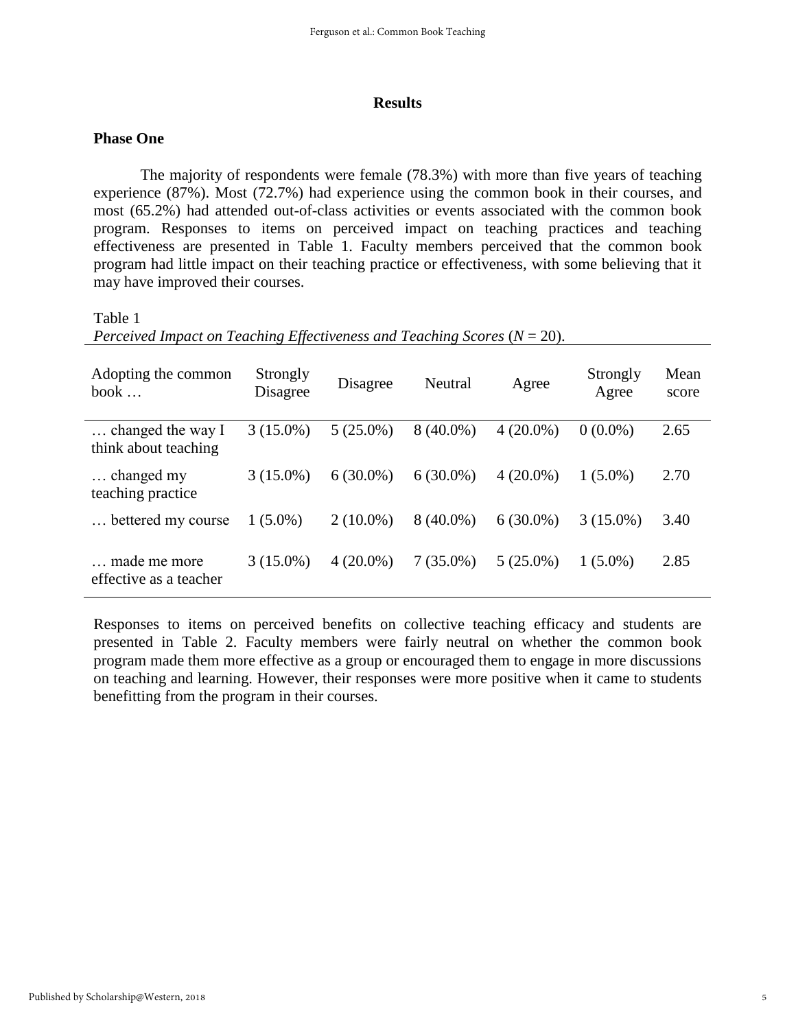## Results

### Phase One

The majority of respondents were female (78.3%) with more than five years of teaching experience (87%). Most (72.7%) had experience using the common book in their courses, and most (65.2%) had attended out-of-class activities or events associated with the common book program. Responses to items on perceived impact on teaching practices and teaching effectiveness are presented in Table 1. Faculty members perceived that the common book program had little impact on their teaching practice or effectiveness, with some believing that it may have improved their courses.

Table 1
*Perceived Impact on Teaching Effectiveness and Teaching Scores* ($N$ = 20).

| Adopting the common book … | Strongly Disagree | Disagree | Neutral | Agree | Strongly Agree | Mean score |
|---|---|---|---|---|---|---|
| … changed the way I think about teaching | 3 (15.0%) | 5 (25.0%) | 8 (40.0%) | 4 (20.0%) | 0 (0.0%) | 2.65 |
| … changed my teaching practice | 3 (15.0%) | 6 (30.0%) | 6 (30.0%) | 4 (20.0%) | 1 (5.0%) | 2.70 |
| … bettered my course | 1 (5.0%) | 2 (10.0%) | 8 (40.0%) | 6 (30.0%) | 3 (15.0%) | 3.40 |
| … made me more effective as a teacher | 3 (15.0%) | 4 (20.0%) | 7 (35.0%) | 5 (25.0%) | 1 (5.0%) | 2.85 |

Responses to items on perceived benefits on collective teaching efficacy and students are presented in Table 2. Faculty members were fairly neutral on whether the common book program made them more effective as a group or encouraged them to engage in more discussions on teaching and learning. However, their responses were more positive when it came to students benefitting from the program in their courses.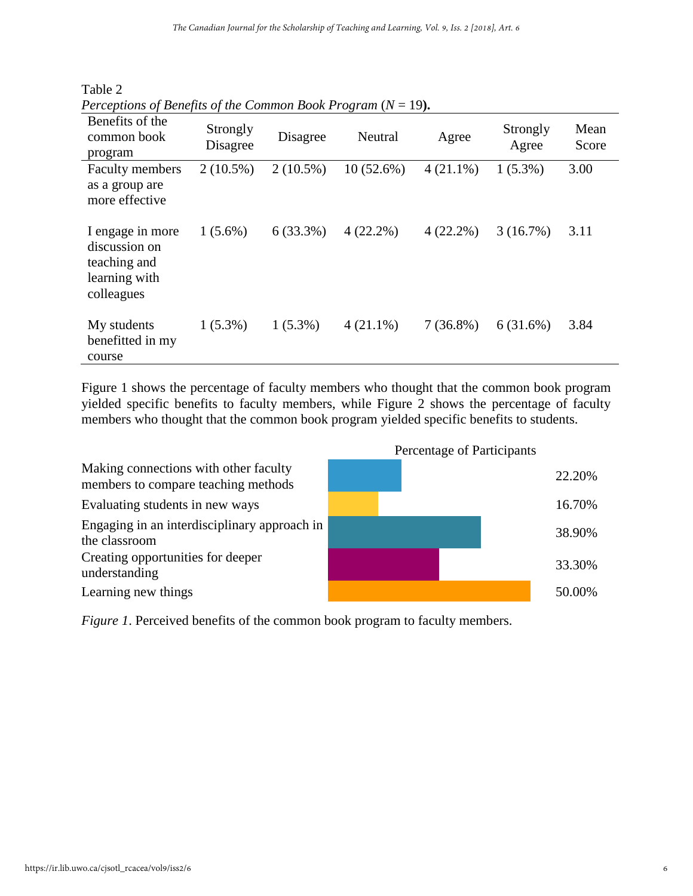Table 2

*Perceptions of Benefits of the Common Book Program* ($N$ = 19)**.**

| Benefits of the common book program | Strongly Disagree | Disagree | Neutral | Agree | Strongly Agree | Mean Score |
|---|---|---|---|---|---|---|
| Faculty members as a group are more effective | 2 (10.5%) | 2 (10.5%) | 10 (52.6%) | 4 (21.1%) | 1 (5.3%) | 3.00 |
| I engage in more discussion on teaching and learning with colleagues | 1 (5.6%) | 6 (33.3%) | 4 (22.2%) | 4 (22.2%) | 3 (16.7%) | 3.11 |
| My students benefitted in my course | 1 (5.3%) | 1 (5.3%) | 4 (21.1%) | 7 (36.8%) | 6 (31.6%) | 3.84 |

Figure 1 shows the percentage of faculty members who thought that the common book program yielded specific benefits to faculty members, while Figure 2 shows the percentage of faculty members who thought that the common book program yielded specific benefits to students.

| | Percentage of Participants |
|---|---|
| Making connections with other faculty members to compare teaching methods | 22.20% |
| Evaluating students in new ways | 16.70% |
| Engaging in an interdisciplinary approach in the classroom | 38.90% |
| Creating opportunities for deeper understanding | 33.30% |
| Learning new things | 50.00% |

*Figure 1*. Perceived benefits of the common book program to faculty members.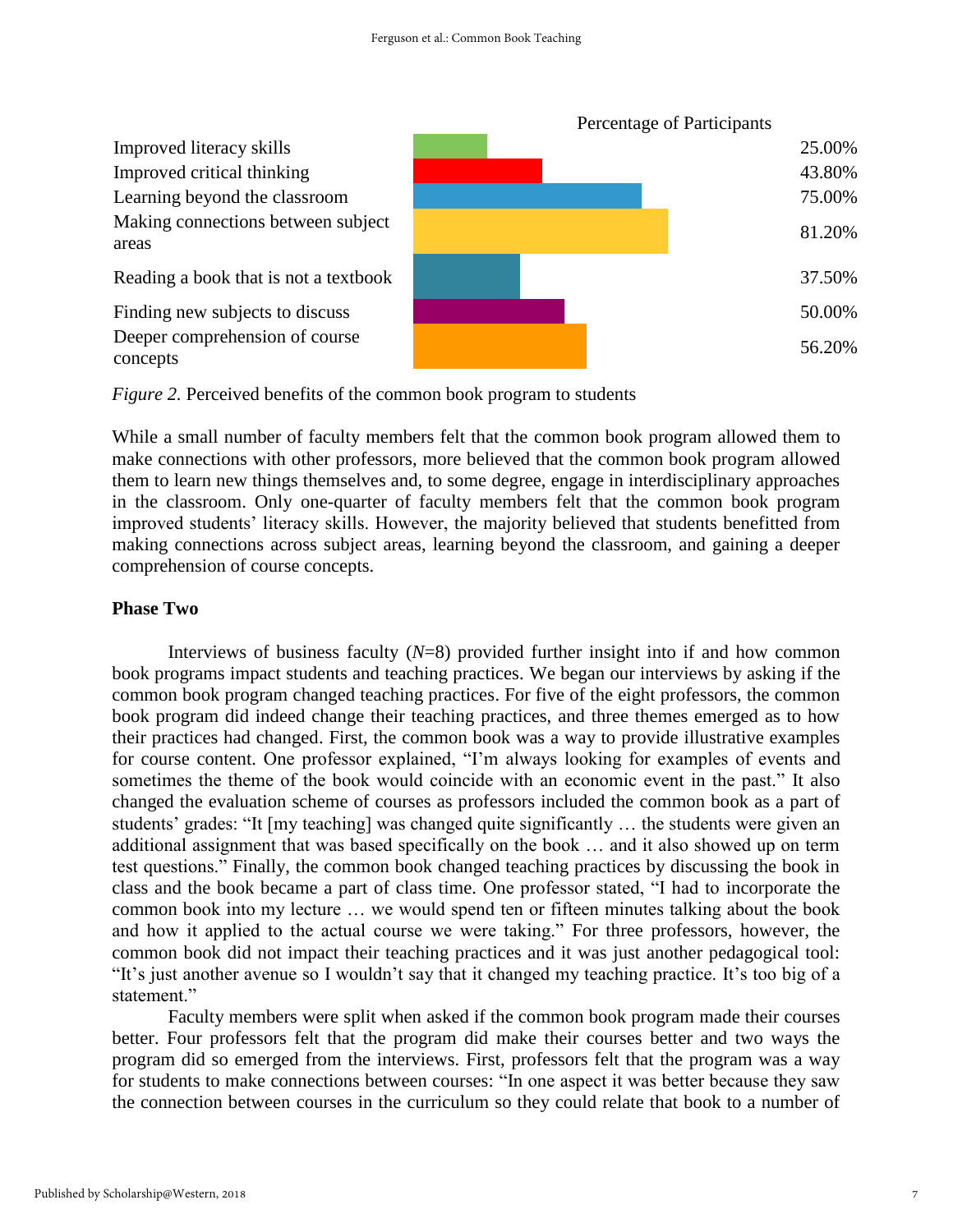| | Percentage of Participants |
| --- | --- |
| Improved literacy skills | 25.00% |
| Improved critical thinking | 43.80% |
| Learning beyond the classroom | 75.00% |
| Making connections between subject areas | 81.20% |
| Reading a book that is not a textbook | 37.50% |
| Finding new subjects to discuss | 50.00% |
| Deeper comprehension of course concepts | 56.20% |

*Figure 2.* Perceived benefits of the common book program to students

While a small number of faculty members felt that the common book program allowed them to make connections with other professors, more believed that the common book program allowed them to learn new things themselves and, to some degree, engage in interdisciplinary approaches in the classroom. Only one-quarter of faculty members felt that the common book program improved students' literacy skills. However, the majority believed that students benefitted from making connections across subject areas, learning beyond the classroom, and gaining a deeper comprehension of course concepts.

**Phase Two**

Interviews of business faculty (*N*=8) provided further insight into if and how common book programs impact students and teaching practices. We began our interviews by asking if the common book program changed teaching practices. For five of the eight professors, the common book program did indeed change their teaching practices, and three themes emerged as to how their practices had changed. First, the common book was a way to provide illustrative examples for course content. One professor explained, "I'm always looking for examples of events and sometimes the theme of the book would coincide with an economic event in the past." It also changed the evaluation scheme of courses as professors included the common book as a part of students' grades: "It [my teaching] was changed quite significantly … the students were given an additional assignment that was based specifically on the book … and it also showed up on term test questions." Finally, the common book changed teaching practices by discussing the book in class and the book became a part of class time. One professor stated, "I had to incorporate the common book into my lecture … we would spend ten or fifteen minutes talking about the book and how it applied to the actual course we were taking." For three professors, however, the common book did not impact their teaching practices and it was just another pedagogical tool: "It's just another avenue so I wouldn't say that it changed my teaching practice. It's too big of a statement."

Faculty members were split when asked if the common book program made their courses better. Four professors felt that the program did make their courses better and two ways the program did so emerged from the interviews. First, professors felt that the program was a way for students to make connections between courses: "In one aspect it was better because they saw the connection between courses in the curriculum so they could relate that book to a number of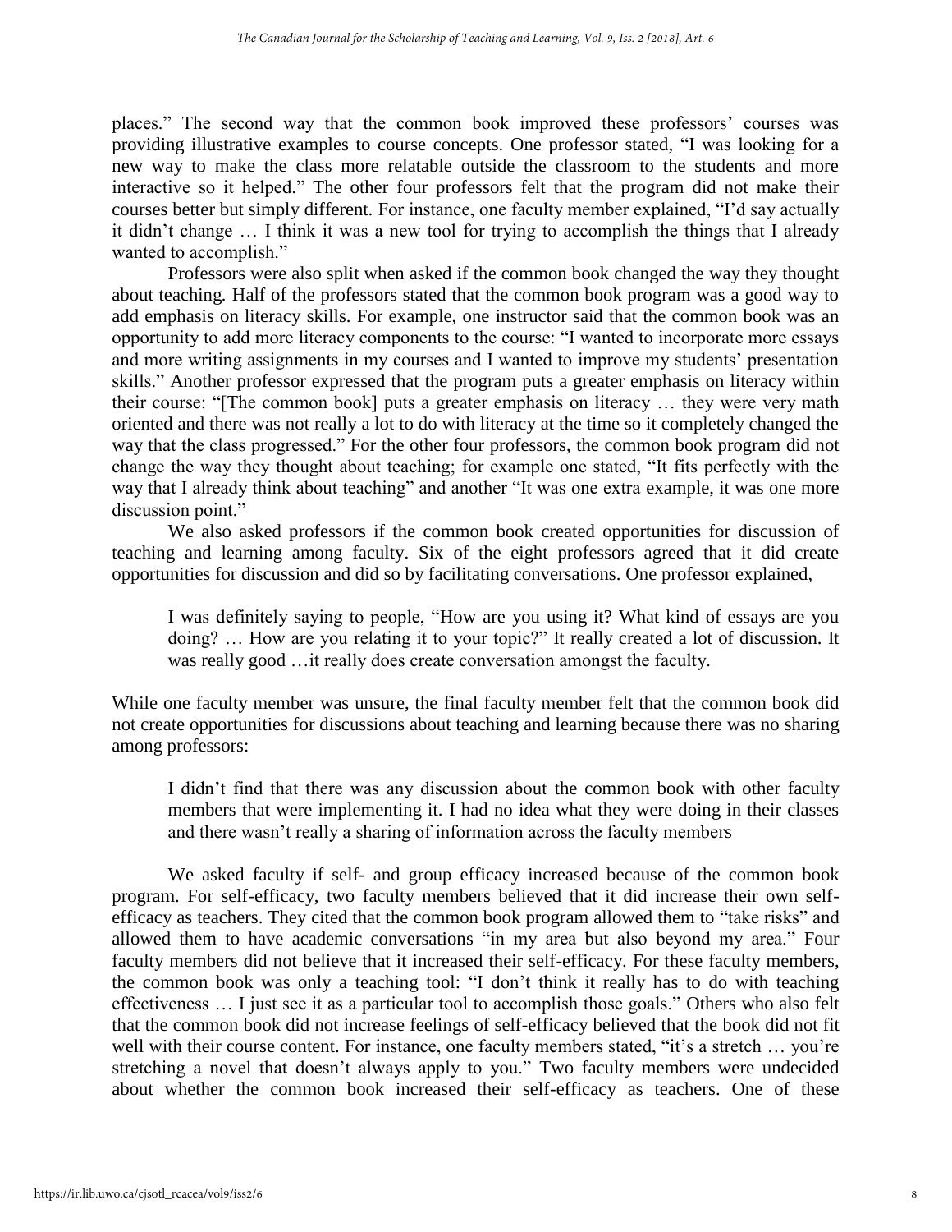places." The second way that the common book improved these professors' courses was providing illustrative examples to course concepts. One professor stated, "I was looking for a new way to make the class more relatable outside the classroom to the students and more interactive so it helped." The other four professors felt that the program did not make their courses better but simply different. For instance, one faculty member explained, "I'd say actually it didn't change … I think it was a new tool for trying to accomplish the things that I already wanted to accomplish."

Professors were also split when asked if the common book changed the way they thought about teaching. Half of the professors stated that the common book program was a good way to add emphasis on literacy skills. For example, one instructor said that the common book was an opportunity to add more literacy components to the course: "I wanted to incorporate more essays and more writing assignments in my courses and I wanted to improve my students' presentation skills." Another professor expressed that the program puts a greater emphasis on literacy within their course: "[The common book] puts a greater emphasis on literacy … they were very math oriented and there was not really a lot to do with literacy at the time so it completely changed the way that the class progressed." For the other four professors, the common book program did not change the way they thought about teaching; for example one stated, "It fits perfectly with the way that I already think about teaching" and another "It was one extra example, it was one more discussion point."

We also asked professors if the common book created opportunities for discussion of teaching and learning among faculty. Six of the eight professors agreed that it did create opportunities for discussion and did so by facilitating conversations. One professor explained,

> I was definitely saying to people, "How are you using it? What kind of essays are you doing? … How are you relating it to your topic?" It really created a lot of discussion. It was really good …it really does create conversation amongst the faculty.

While one faculty member was unsure, the final faculty member felt that the common book did not create opportunities for discussions about teaching and learning because there was no sharing among professors:

> I didn't find that there was any discussion about the common book with other faculty members that were implementing it. I had no idea what they were doing in their classes and there wasn't really a sharing of information across the faculty members

We asked faculty if self- and group efficacy increased because of the common book program. For self-efficacy, two faculty members believed that it did increase their own self-efficacy as teachers. They cited that the common book program allowed them to "take risks" and allowed them to have academic conversations "in my area but also beyond my area." Four faculty members did not believe that it increased their self-efficacy. For these faculty members, the common book was only a teaching tool: "I don't think it really has to do with teaching effectiveness … I just see it as a particular tool to accomplish those goals." Others who also felt that the common book did not increase feelings of self-efficacy believed that the book did not fit well with their course content. For instance, one faculty members stated, "it's a stretch … you're stretching a novel that doesn't always apply to you." Two faculty members were undecided about whether the common book increased their self-efficacy as teachers. One of these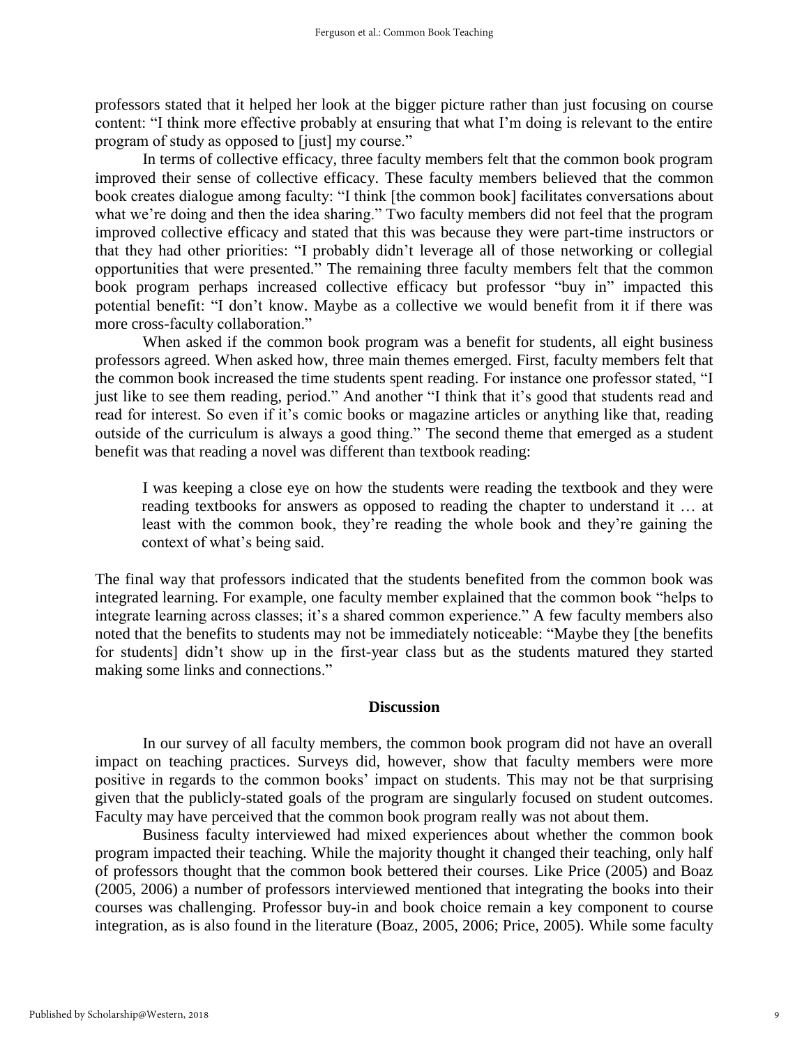professors stated that it helped her look at the bigger picture rather than just focusing on course content: "I think more effective probably at ensuring that what I'm doing is relevant to the entire program of study as opposed to [just] my course."

In terms of collective efficacy, three faculty members felt that the common book program improved their sense of collective efficacy. These faculty members believed that the common book creates dialogue among faculty: "I think [the common book] facilitates conversations about what we're doing and then the idea sharing." Two faculty members did not feel that the program improved collective efficacy and stated that this was because they were part-time instructors or that they had other priorities: "I probably didn't leverage all of those networking or collegial opportunities that were presented." The remaining three faculty members felt that the common book program perhaps increased collective efficacy but professor "buy in" impacted this potential benefit: "I don't know. Maybe as a collective we would benefit from it if there was more cross-faculty collaboration."

When asked if the common book program was a benefit for students, all eight business professors agreed. When asked how, three main themes emerged. First, faculty members felt that the common book increased the time students spent reading. For instance one professor stated, "I just like to see them reading, period." And another "I think that it's good that students read and read for interest. So even if it's comic books or magazine articles or anything like that, reading outside of the curriculum is always a good thing." The second theme that emerged as a student benefit was that reading a novel was different than textbook reading:

> I was keeping a close eye on how the students were reading the textbook and they were reading textbooks for answers as opposed to reading the chapter to understand it … at least with the common book, they're reading the whole book and they're gaining the context of what's being said.

The final way that professors indicated that the students benefited from the common book was integrated learning. For example, one faculty member explained that the common book "helps to integrate learning across classes; it's a shared common experience." A few faculty members also noted that the benefits to students may not be immediately noticeable: "Maybe they [the benefits for students] didn't show up in the first-year class but as the students matured they started making some links and connections."

## Discussion

In our survey of all faculty members, the common book program did not have an overall impact on teaching practices. Surveys did, however, show that faculty members were more positive in regards to the common books' impact on students. This may not be that surprising given that the publicly-stated goals of the program are singularly focused on student outcomes. Faculty may have perceived that the common book program really was not about them.

Business faculty interviewed had mixed experiences about whether the common book program impacted their teaching. While the majority thought it changed their teaching, only half of professors thought that the common book bettered their courses. Like Price (2005) and Boaz (2005, 2006) a number of professors interviewed mentioned that integrating the books into their courses was challenging. Professor buy-in and book choice remain a key component to course integration, as is also found in the literature (Boaz, 2005, 2006; Price, 2005). While some faculty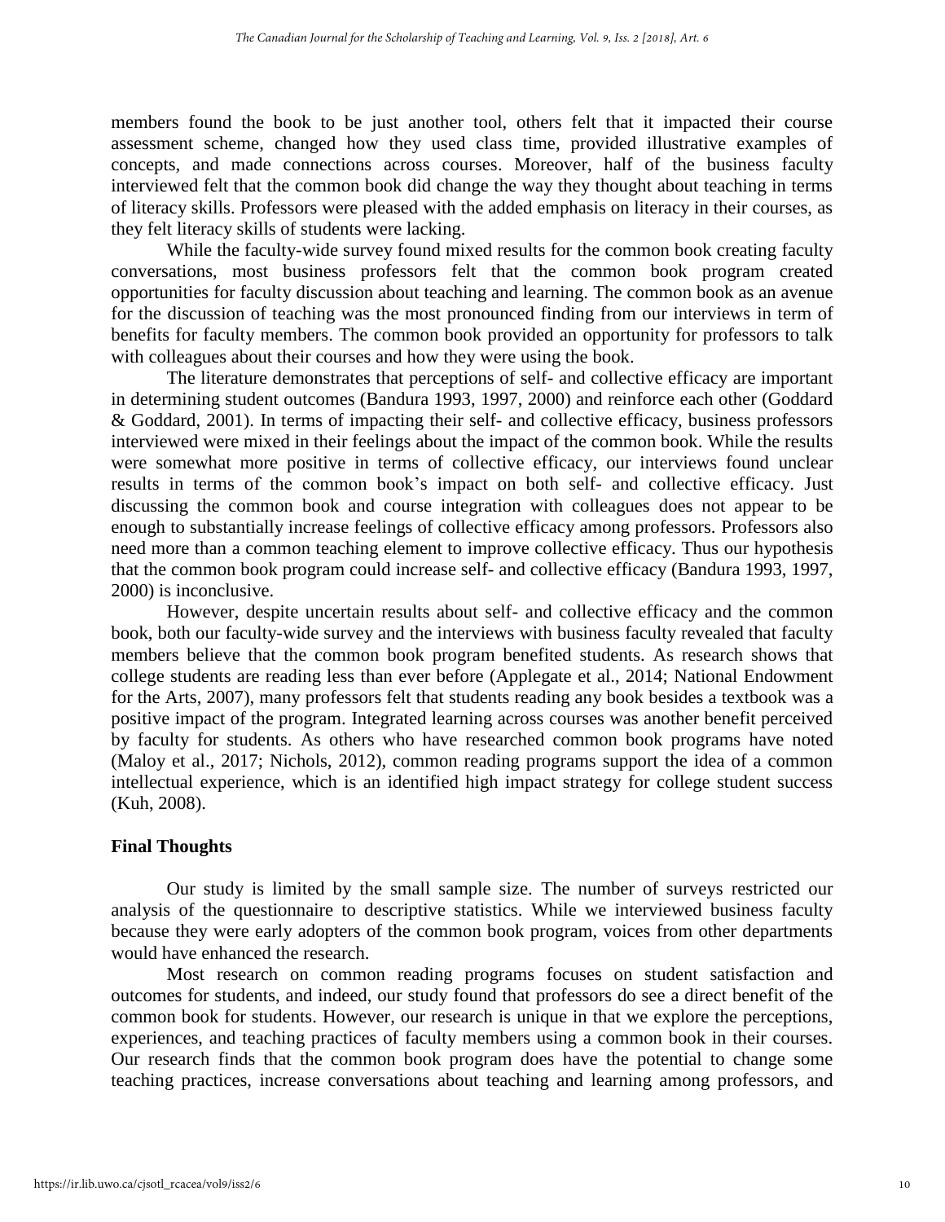members found the book to be just another tool, others felt that it impacted their course assessment scheme, changed how they used class time, provided illustrative examples of concepts, and made connections across courses. Moreover, half of the business faculty interviewed felt that the common book did change the way they thought about teaching in terms of literacy skills. Professors were pleased with the added emphasis on literacy in their courses, as they felt literacy skills of students were lacking.

While the faculty-wide survey found mixed results for the common book creating faculty conversations, most business professors felt that the common book program created opportunities for faculty discussion about teaching and learning. The common book as an avenue for the discussion of teaching was the most pronounced finding from our interviews in term of benefits for faculty members. The common book provided an opportunity for professors to talk with colleagues about their courses and how they were using the book.

The literature demonstrates that perceptions of self- and collective efficacy are important in determining student outcomes (Bandura 1993, 1997, 2000) and reinforce each other (Goddard & Goddard, 2001). In terms of impacting their self- and collective efficacy, business professors interviewed were mixed in their feelings about the impact of the common book. While the results were somewhat more positive in terms of collective efficacy, our interviews found unclear results in terms of the common book's impact on both self- and collective efficacy. Just discussing the common book and course integration with colleagues does not appear to be enough to substantially increase feelings of collective efficacy among professors. Professors also need more than a common teaching element to improve collective efficacy. Thus our hypothesis that the common book program could increase self- and collective efficacy (Bandura 1993, 1997, 2000) is inconclusive.

However, despite uncertain results about self- and collective efficacy and the common book, both our faculty-wide survey and the interviews with business faculty revealed that faculty members believe that the common book program benefited students. As research shows that college students are reading less than ever before (Applegate et al., 2014; National Endowment for the Arts, 2007), many professors felt that students reading any book besides a textbook was a positive impact of the program. Integrated learning across courses was another benefit perceived by faculty for students. As others who have researched common book programs have noted (Maloy et al., 2017; Nichols, 2012), common reading programs support the idea of a common intellectual experience, which is an identified high impact strategy for college student success (Kuh, 2008).

## Final Thoughts

Our study is limited by the small sample size. The number of surveys restricted our analysis of the questionnaire to descriptive statistics. While we interviewed business faculty because they were early adopters of the common book program, voices from other departments would have enhanced the research.

Most research on common reading programs focuses on student satisfaction and outcomes for students, and indeed, our study found that professors do see a direct benefit of the common book for students. However, our research is unique in that we explore the perceptions, experiences, and teaching practices of faculty members using a common book in their courses. Our research finds that the common book program does have the potential to change some teaching practices, increase conversations about teaching and learning among professors, and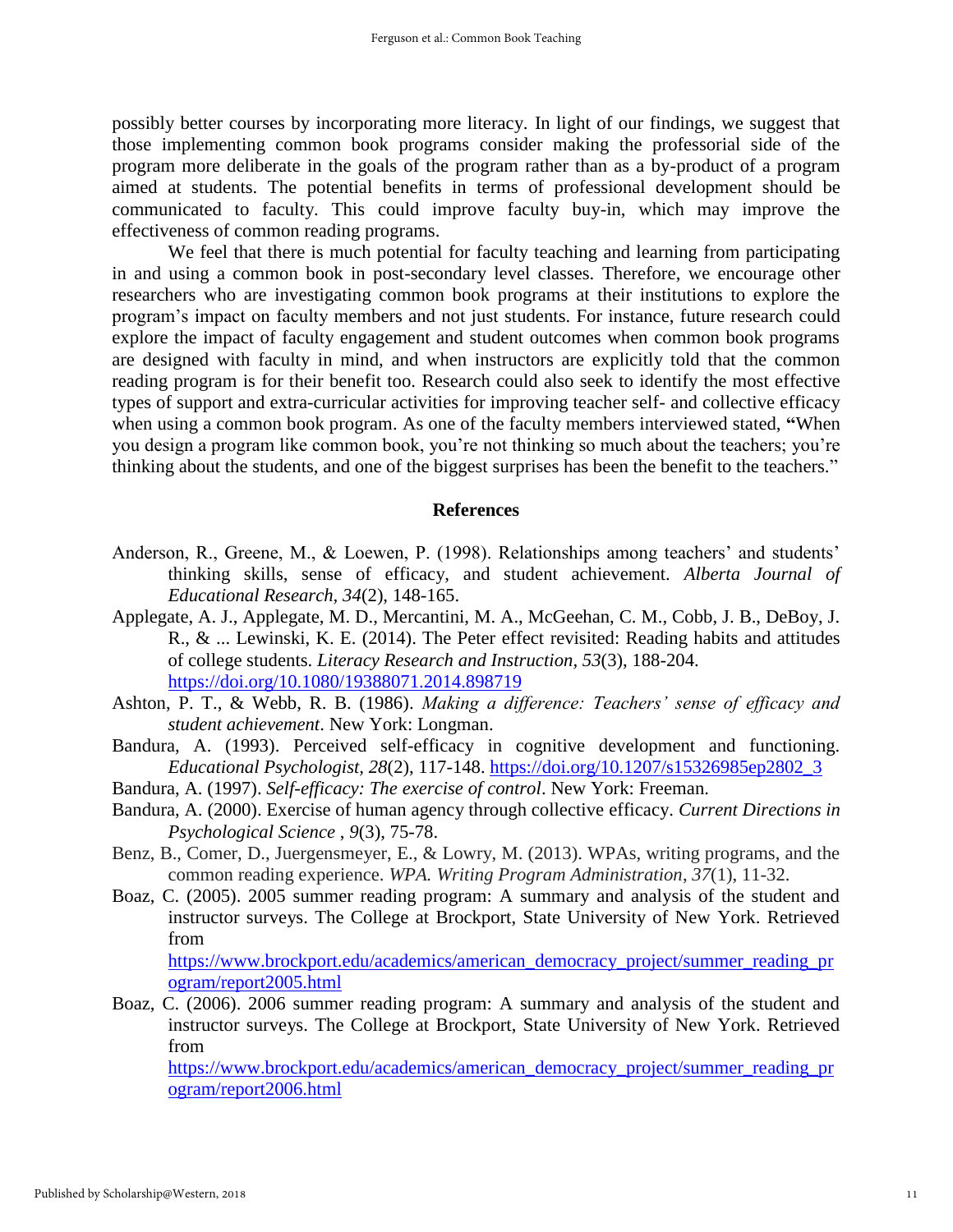possibly better courses by incorporating more literacy. In light of our findings, we suggest that those implementing common book programs consider making the professorial side of the program more deliberate in the goals of the program rather than as a by-product of a program aimed at students. The potential benefits in terms of professional development should be communicated to faculty. This could improve faculty buy-in, which may improve the effectiveness of common reading programs.

We feel that there is much potential for faculty teaching and learning from participating in and using a common book in post-secondary level classes. Therefore, we encourage other researchers who are investigating common book programs at their institutions to explore the program's impact on faculty members and not just students. For instance, future research could explore the impact of faculty engagement and student outcomes when common book programs are designed with faculty in mind, and when instructors are explicitly told that the common reading program is for their benefit too. Research could also seek to identify the most effective types of support and extra-curricular activities for improving teacher self- and collective efficacy when using a common book program. As one of the faculty members interviewed stated, "When you design a program like common book, you're not thinking so much about the teachers; you're thinking about the students, and one of the biggest surprises has been the benefit to the teachers."

## References

Anderson, R., Greene, M., & Loewen, P. (1998). Relationships among teachers' and students' thinking skills, sense of efficacy, and student achievement. *Alberta Journal of Educational Research, 34*(2), 148-165.

Applegate, A. J., Applegate, M. D., Mercantini, M. A., McGeehan, C. M., Cobb, J. B., DeBoy, J. R., & ... Lewinski, K. E. (2014). The Peter effect revisited: Reading habits and attitudes of college students. *Literacy Research and Instruction, 53*(3), 188-204. https://doi.org/10.1080/19388071.2014.898719

Ashton, P. T., & Webb, R. B. (1986). *Making a difference: Teachers' sense of efficacy and student achievement*. New York: Longman.

Bandura, A. (1993). Perceived self-efficacy in cognitive development and functioning. *Educational Psychologist, 28*(2), 117-148. https://doi.org/10.1207/s15326985ep2802_3

Bandura, A. (1997). *Self-efficacy: The exercise of control*. New York: Freeman.

Bandura, A. (2000). Exercise of human agency through collective efficacy. *Current Directions in Psychological Science , 9*(3), 75-78.

Benz, B., Comer, D., Juergensmeyer, E., & Lowry, M. (2013). WPAs, writing programs, and the common reading experience. *WPA. Writing Program Administration, 37*(1), 11-32.

Boaz, C. (2005). 2005 summer reading program: A summary and analysis of the student and instructor surveys. The College at Brockport, State University of New York. Retrieved from https://www.brockport.edu/academics/american_democracy_project/summer_reading_program/report2005.html

Boaz, C. (2006). 2006 summer reading program: A summary and analysis of the student and instructor surveys. The College at Brockport, State University of New York. Retrieved from https://www.brockport.edu/academics/american_democracy_project/summer_reading_program/report2006.html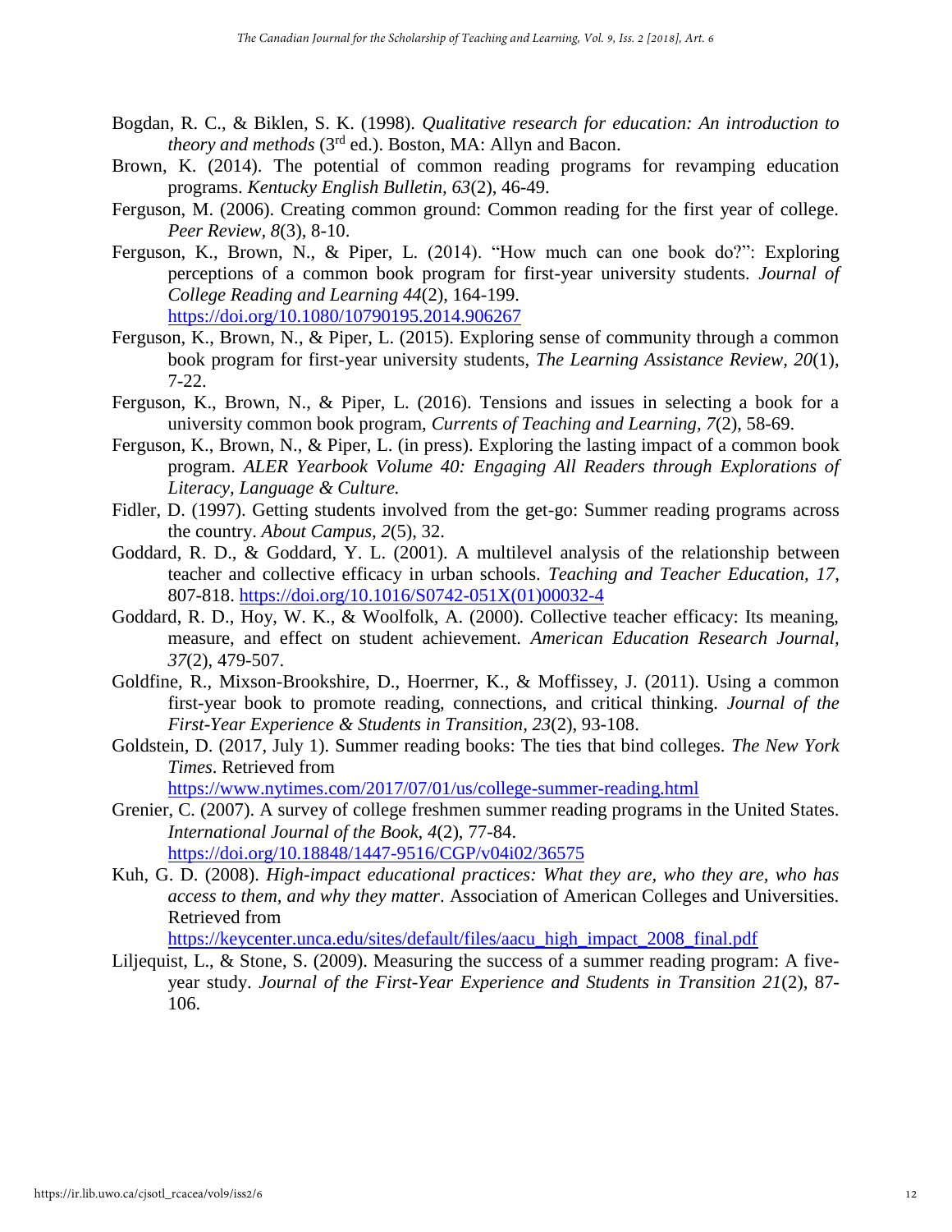Bogdan, R. C., & Biklen, S. K. (1998). *Qualitative research for education: An introduction to theory and methods* (3rd ed.). Boston, MA: Allyn and Bacon.

Brown, K. (2014). The potential of common reading programs for revamping education programs. *Kentucky English Bulletin, 63*(2), 46-49.

Ferguson, M. (2006). Creating common ground: Common reading for the first year of college. *Peer Review, 8*(3), 8-10.

Ferguson, K., Brown, N., & Piper, L. (2014). "How much can one book do?": Exploring perceptions of a common book program for first-year university students. *Journal of College Reading and Learning 44*(2), 164-199. https://doi.org/10.1080/10790195.2014.906267

Ferguson, K., Brown, N., & Piper, L. (2015). Exploring sense of community through a common book program for first-year university students, *The Learning Assistance Review, 20*(1), 7-22.

Ferguson, K., Brown, N., & Piper, L. (2016). Tensions and issues in selecting a book for a university common book program, *Currents of Teaching and Learning, 7*(2), 58-69.

Ferguson, K., Brown, N., & Piper, L. (in press). Exploring the lasting impact of a common book program. *ALER Yearbook Volume 40: Engaging All Readers through Explorations of Literacy, Language & Culture.*

Fidler, D. (1997). Getting students involved from the get-go: Summer reading programs across the country. *About Campus, 2*(5), 32.

Goddard, R. D., & Goddard, Y. L. (2001). A multilevel analysis of the relationship between teacher and collective efficacy in urban schools. *Teaching and Teacher Education, 17*, 807-818. https://doi.org/10.1016/S0742-051X(01)00032-4

Goddard, R. D., Hoy, W. K., & Woolfolk, A. (2000). Collective teacher efficacy: Its meaning, measure, and effect on student achievement. *American Education Research Journal, 37*(2), 479-507.

Goldfine, R., Mixson-Brookshire, D., Hoerrner, K., & Moffissey, J. (2011). Using a common first-year book to promote reading, connections, and critical thinking. *Journal of the First-Year Experience & Students in Transition, 23*(2), 93-108.

Goldstein, D. (2017, July 1). Summer reading books: The ties that bind colleges. *The New York Times*. Retrieved from https://www.nytimes.com/2017/07/01/us/college-summer-reading.html

Grenier, C. (2007). A survey of college freshmen summer reading programs in the United States. *International Journal of the Book, 4*(2), 77-84. https://doi.org/10.18848/1447-9516/CGP/v04i02/36575

Kuh, G. D. (2008). *High-impact educational practices: What they are, who they are, who has access to them, and why they matter*. Association of American Colleges and Universities. Retrieved from https://keycenter.unca.edu/sites/default/files/aacu_high_impact_2008_final.pdf

Liljequist, L., & Stone, S. (2009). Measuring the success of a summer reading program: A five-year study. *Journal of the First-Year Experience and Students in Transition 21*(2), 87-106.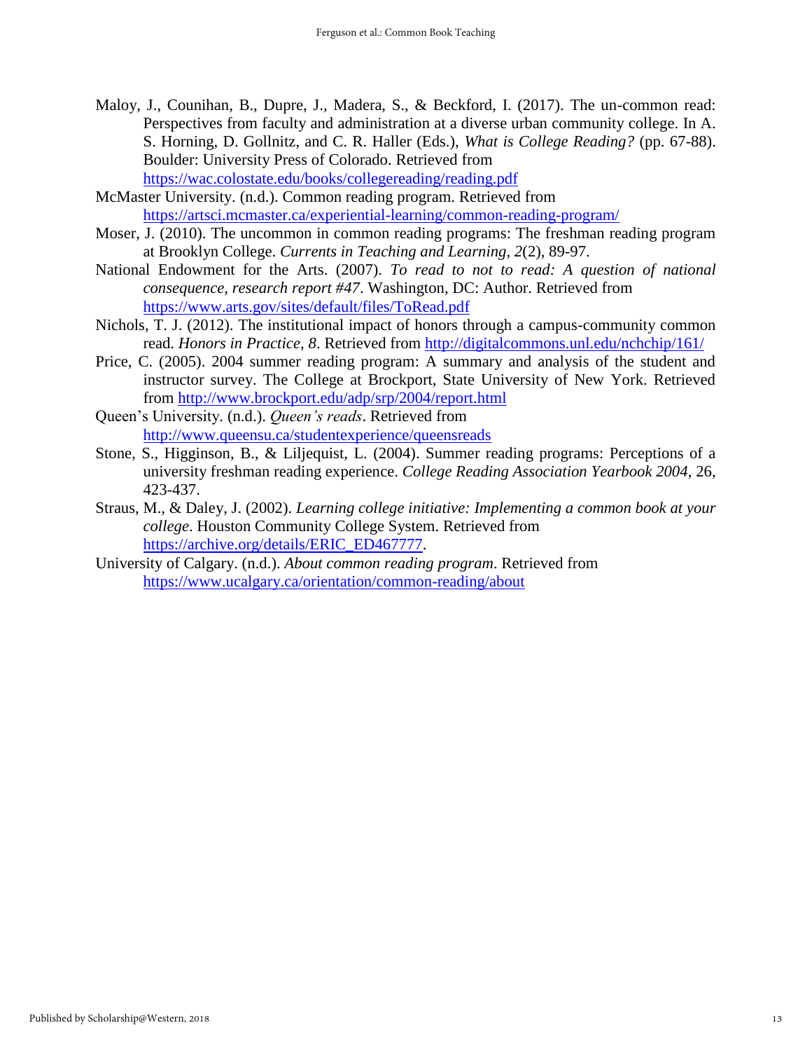Maloy, J., Counihan, B., Dupre, J., Madera, S., & Beckford, I. (2017). The un-common read: Perspectives from faculty and administration at a diverse urban community college. In A. S. Horning, D. Gollnitz, and C. R. Haller (Eds.), *What is College Reading?* (pp. 67-88). Boulder: University Press of Colorado. Retrieved from https://wac.colostate.edu/books/collegereading/reading.pdf

McMaster University. (n.d.). Common reading program. Retrieved from https://artsci.mcmaster.ca/experiential-learning/common-reading-program/

Moser, J. (2010). The uncommon in common reading programs: The freshman reading program at Brooklyn College. *Currents in Teaching and Learning, 2*(2), 89-97.

National Endowment for the Arts. (2007). *To read to not to read: A question of national consequence, research report #47*. Washington, DC: Author. Retrieved from https://www.arts.gov/sites/default/files/ToRead.pdf

Nichols, T. J. (2012). The institutional impact of honors through a campus-community common read. *Honors in Practice, 8*. Retrieved from http://digitalcommons.unl.edu/nchchip/161/

Price, C. (2005). 2004 summer reading program: A summary and analysis of the student and instructor survey. The College at Brockport, State University of New York. Retrieved from http://www.brockport.edu/adp/srp/2004/report.html

Queen's University. (n.d.). *Queen's reads*. Retrieved from http://www.queensu.ca/studentexperience/queensreads

Stone, S., Higginson, B., & Liljequist, L. (2004). Summer reading programs: Perceptions of a university freshman reading experience. *College Reading Association Yearbook 2004*, 26, 423-437.

Straus, M., & Daley, J. (2002). *Learning college initiative: Implementing a common book at your college*. Houston Community College System. Retrieved from https://archive.org/details/ERIC_ED467777.

University of Calgary. (n.d.). *About common reading program*. Retrieved from https://www.ucalgary.ca/orientation/common-reading/about